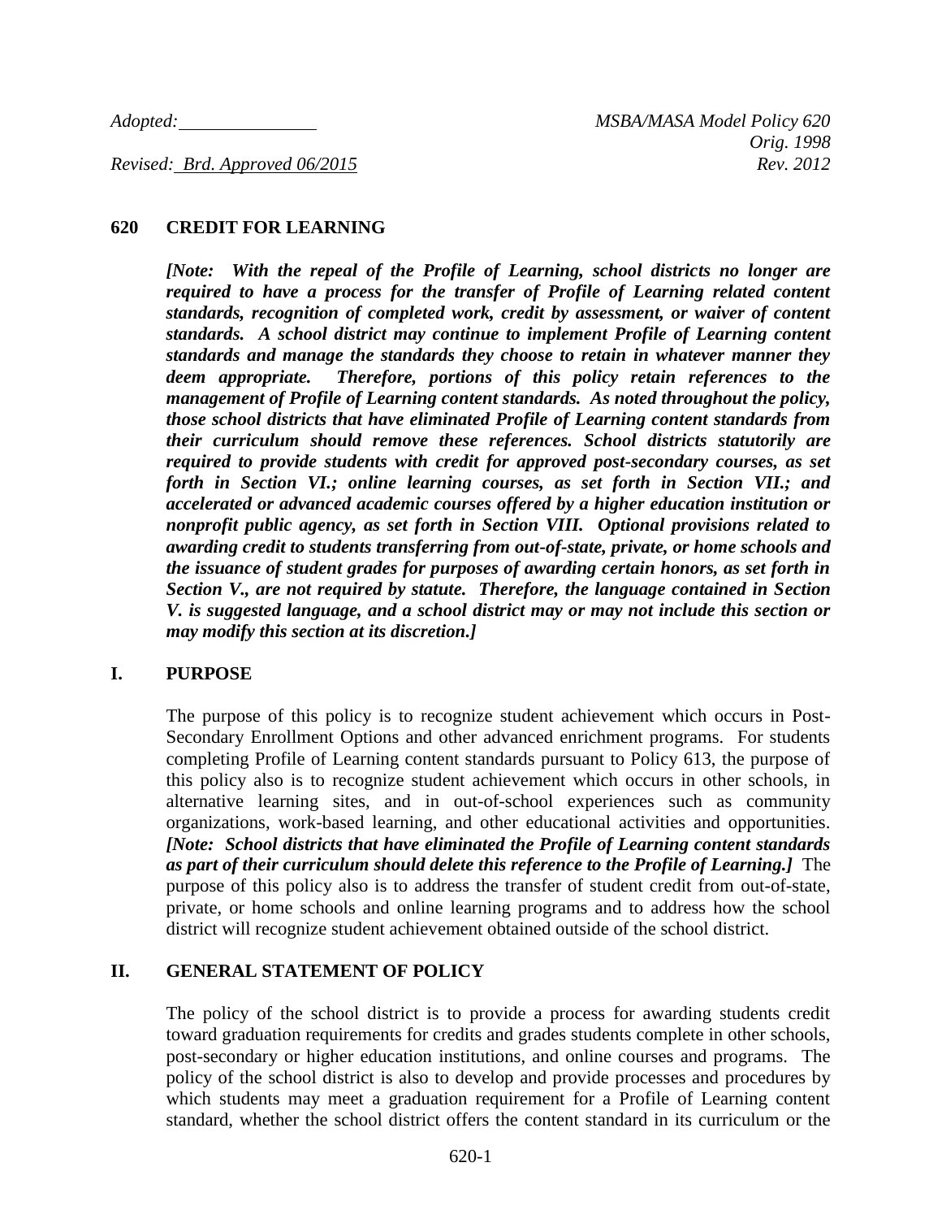*Adopted:* \_\_\_\_\_\_\_\_\_\_\_\_\_\_\_ *MSBA/MASA Model Policy 620*
*Orig. 1998*
*Revised: Brd. Approved 06/2015* *Rev. 2012*

## 620 CREDIT FOR LEARNING

***[Note: With the repeal of the Profile of Learning, school districts no longer are required to have a process for the transfer of Profile of Learning related content standards, recognition of completed work, credit by assessment, or waiver of content standards. A school district may continue to implement Profile of Learning content standards and manage the standards they choose to retain in whatever manner they deem appropriate. Therefore, portions of this policy retain references to the management of Profile of Learning content standards. As noted throughout the policy, those school districts that have eliminated Profile of Learning content standards from their curriculum should remove these references. School districts statutorily are required to provide students with credit for approved post-secondary courses, as set forth in Section VI.; online learning courses, as set forth in Section VII.; and accelerated or advanced academic courses offered by a higher education institution or nonprofit public agency, as set forth in Section VIII. Optional provisions related to awarding credit to students transferring from out-of-state, private, or home schools and the issuance of student grades for purposes of awarding certain honors, as set forth in Section V., are not required by statute. Therefore, the language contained in Section V. is suggested language, and a school district may or may not include this section or may modify this section at its discretion.]***

### I. PURPOSE

The purpose of this policy is to recognize student achievement which occurs in Post-Secondary Enrollment Options and other advanced enrichment programs. For students completing Profile of Learning content standards pursuant to Policy 613, the purpose of this policy also is to recognize student achievement which occurs in other schools, in alternative learning sites, and in out-of-school experiences such as community organizations, work-based learning, and other educational activities and opportunities. ***[Note: School districts that have eliminated the Profile of Learning content standards as part of their curriculum should delete this reference to the Profile of Learning.]*** The purpose of this policy also is to address the transfer of student credit from out-of-state, private, or home schools and online learning programs and to address how the school district will recognize student achievement obtained outside of the school district.

### II. GENERAL STATEMENT OF POLICY

The policy of the school district is to provide a process for awarding students credit toward graduation requirements for credits and grades students complete in other schools, post-secondary or higher education institutions, and online courses and programs. The policy of the school district is also to develop and provide processes and procedures by which students may meet a graduation requirement for a Profile of Learning content standard, whether the school district offers the content standard in its curriculum or the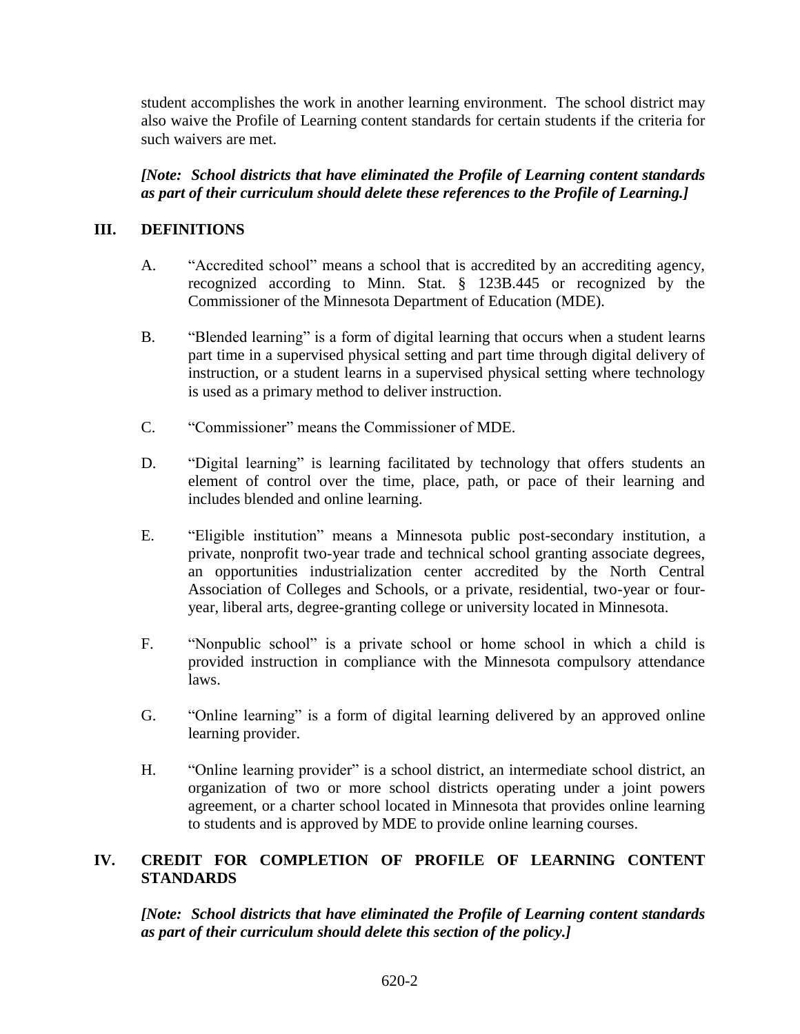student accomplishes the work in another learning environment. The school district may also waive the Profile of Learning content standards for certain students if the criteria for such waivers are met.

***[Note: School districts that have eliminated the Profile of Learning content standards as part of their curriculum should delete these references to the Profile of Learning.]***

## III. DEFINITIONS

A. "Accredited school" means a school that is accredited by an accrediting agency, recognized according to Minn. Stat. § 123B.445 or recognized by the Commissioner of the Minnesota Department of Education (MDE).

B. "Blended learning" is a form of digital learning that occurs when a student learns part time in a supervised physical setting and part time through digital delivery of instruction, or a student learns in a supervised physical setting where technology is used as a primary method to deliver instruction.

C. "Commissioner" means the Commissioner of MDE.

D. "Digital learning" is learning facilitated by technology that offers students an element of control over the time, place, path, or pace of their learning and includes blended and online learning.

E. "Eligible institution" means a Minnesota public post-secondary institution, a private, nonprofit two-year trade and technical school granting associate degrees, an opportunities industrialization center accredited by the North Central Association of Colleges and Schools, or a private, residential, two-year or four-year, liberal arts, degree-granting college or university located in Minnesota.

F. "Nonpublic school" is a private school or home school in which a child is provided instruction in compliance with the Minnesota compulsory attendance laws.

G. "Online learning" is a form of digital learning delivered by an approved online learning provider.

H. "Online learning provider" is a school district, an intermediate school district, an organization of two or more school districts operating under a joint powers agreement, or a charter school located in Minnesota that provides online learning to students and is approved by MDE to provide online learning courses.

## IV. CREDIT FOR COMPLETION OF PROFILE OF LEARNING CONTENT STANDARDS

***[Note: School districts that have eliminated the Profile of Learning content standards as part of their curriculum should delete this section of the policy.]***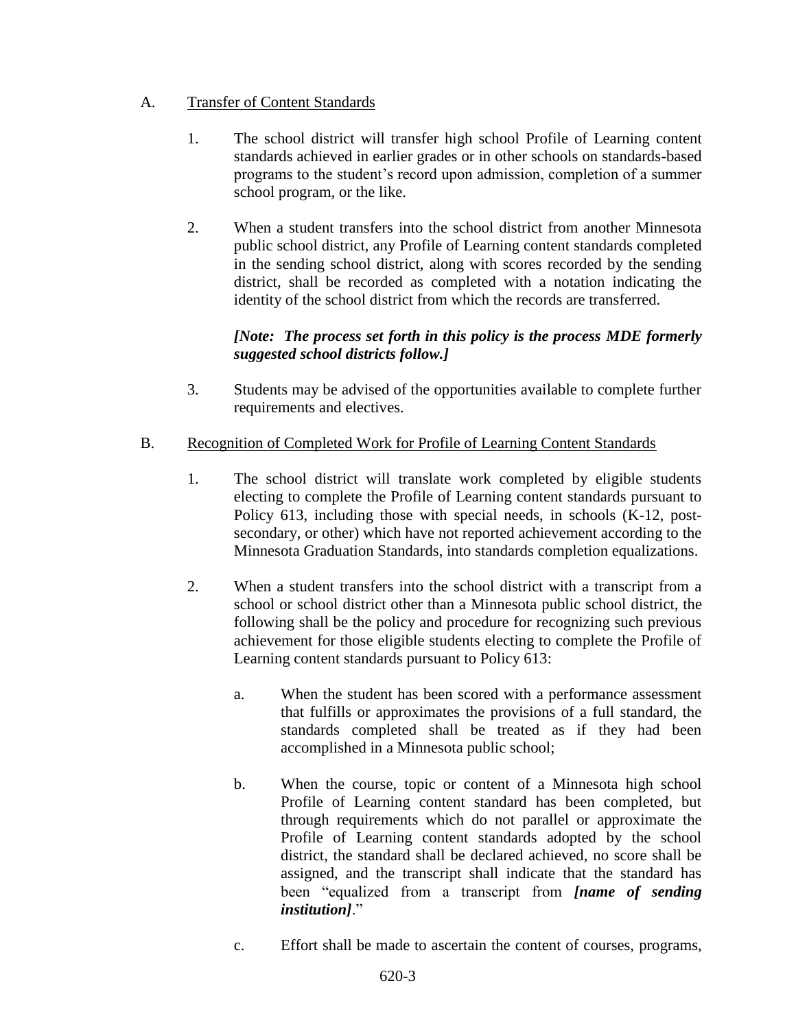A. <u>Transfer of Content Standards</u>

1. The school district will transfer high school Profile of Learning content standards achieved in earlier grades or in other schools on standards-based programs to the student's record upon admission, completion of a summer school program, or the like.

2. When a student transfers into the school district from another Minnesota public school district, any Profile of Learning content standards completed in the sending school district, along with scores recorded by the sending district, shall be recorded as completed with a notation indicating the identity of the school district from which the records are transferred.

   ***[Note: The process set forth in this policy is the process MDE formerly suggested school districts follow.]***

3. Students may be advised of the opportunities available to complete further requirements and electives.

B. <u>Recognition of Completed Work for Profile of Learning Content Standards</u>

1. The school district will translate work completed by eligible students electing to complete the Profile of Learning content standards pursuant to Policy 613, including those with special needs, in schools (K-12, post-secondary, or other) which have not reported achievement according to the Minnesota Graduation Standards, into standards completion equalizations.

2. When a student transfers into the school district with a transcript from a school or school district other than a Minnesota public school district, the following shall be the policy and procedure for recognizing such previous achievement for those eligible students electing to complete the Profile of Learning content standards pursuant to Policy 613:

   a. When the student has been scored with a performance assessment that fulfills or approximates the provisions of a full standard, the standards completed shall be treated as if they had been accomplished in a Minnesota public school;

   b. When the course, topic or content of a Minnesota high school Profile of Learning content standard has been completed, but through requirements which do not parallel or approximate the Profile of Learning content standards adopted by the school district, the standard shall be declared achieved, no score shall be assigned, and the transcript shall indicate that the standard has been "equalized from a transcript from ***[name of sending institution]***."

   c. Effort shall be made to ascertain the content of courses, programs,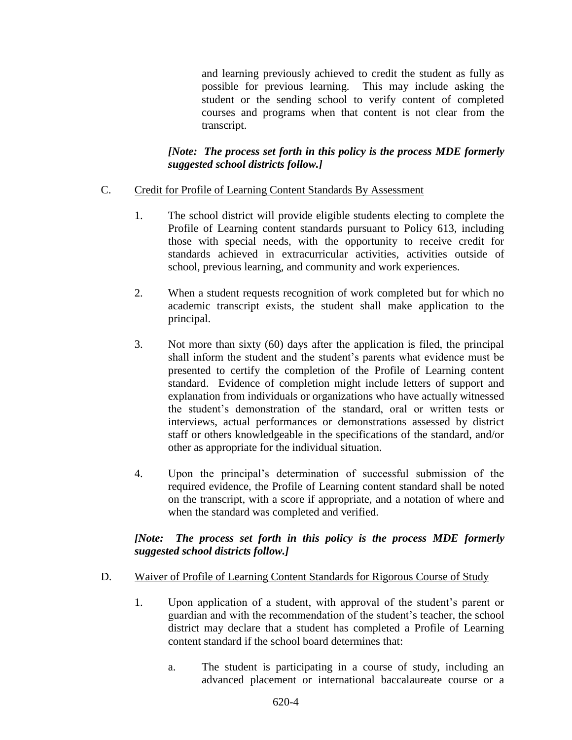and learning previously achieved to credit the student as fully as possible for previous learning. This may include asking the student or the sending school to verify content of completed courses and programs when that content is not clear from the transcript.

***[Note: The process set forth in this policy is the process MDE formerly suggested school districts follow.]***

C. <u>Credit for Profile of Learning Content Standards By Assessment</u>

1. The school district will provide eligible students electing to complete the Profile of Learning content standards pursuant to Policy 613, including those with special needs, with the opportunity to receive credit for standards achieved in extracurricular activities, activities outside of school, previous learning, and community and work experiences.

2. When a student requests recognition of work completed but for which no academic transcript exists, the student shall make application to the principal.

3. Not more than sixty (60) days after the application is filed, the principal shall inform the student and the student's parents what evidence must be presented to certify the completion of the Profile of Learning content standard. Evidence of completion might include letters of support and explanation from individuals or organizations who have actually witnessed the student's demonstration of the standard, oral or written tests or interviews, actual performances or demonstrations assessed by district staff or others knowledgeable in the specifications of the standard, and/or other as appropriate for the individual situation.

4. Upon the principal's determination of successful submission of the required evidence, the Profile of Learning content standard shall be noted on the transcript, with a score if appropriate, and a notation of where and when the standard was completed and verified.

***[Note: The process set forth in this policy is the process MDE formerly suggested school districts follow.]***

D. <u>Waiver of Profile of Learning Content Standards for Rigorous Course of Study</u>

1. Upon application of a student, with approval of the student's parent or guardian and with the recommendation of the student's teacher, the school district may declare that a student has completed a Profile of Learning content standard if the school board determines that:

   a. The student is participating in a course of study, including an advanced placement or international baccalaureate course or a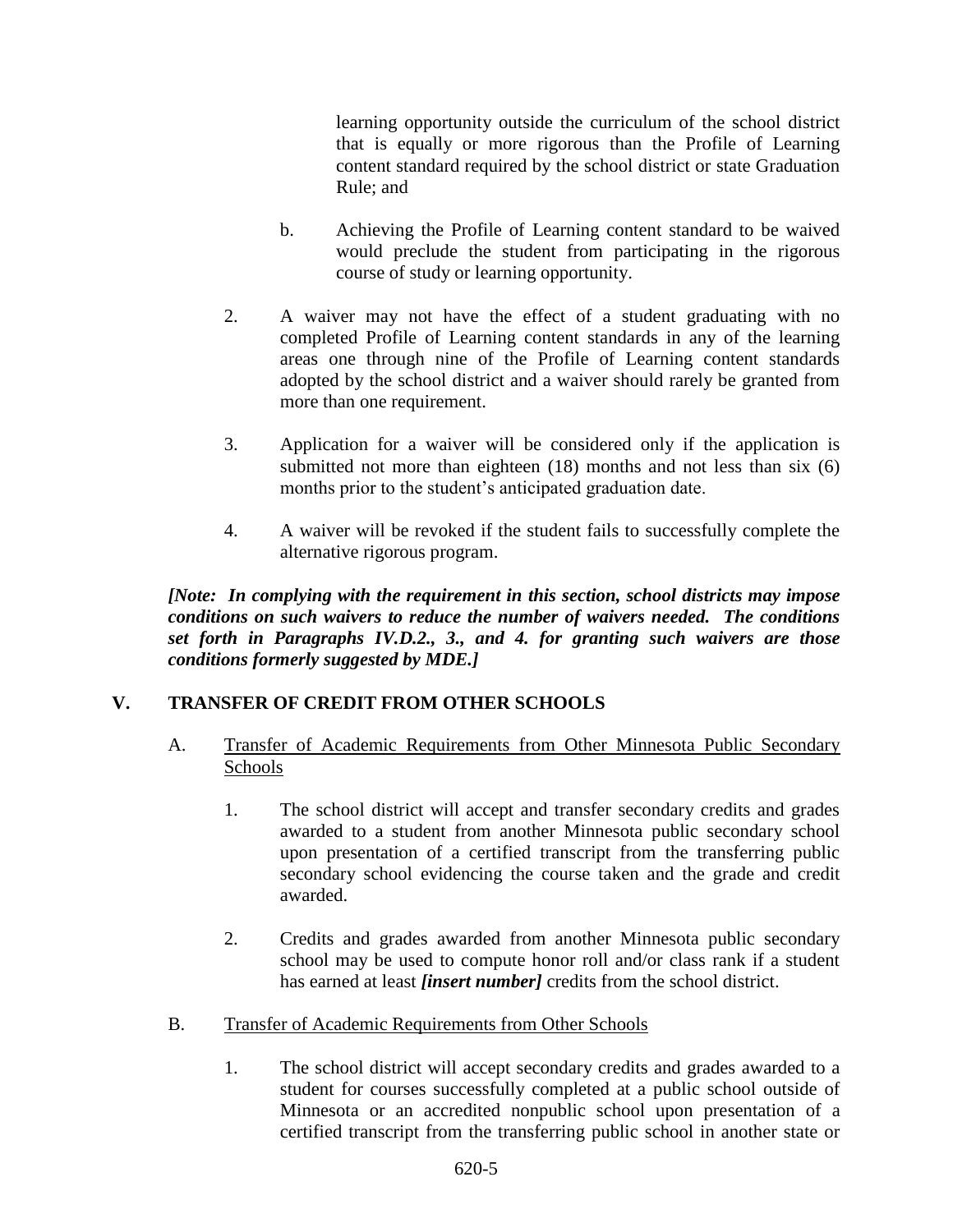learning opportunity outside the curriculum of the school district that is equally or more rigorous than the Profile of Learning content standard required by the school district or state Graduation Rule; and

b. Achieving the Profile of Learning content standard to be waived would preclude the student from participating in the rigorous course of study or learning opportunity.

2. A waiver may not have the effect of a student graduating with no completed Profile of Learning content standards in any of the learning areas one through nine of the Profile of Learning content standards adopted by the school district and a waiver should rarely be granted from more than one requirement.

3. Application for a waiver will be considered only if the application is submitted not more than eighteen (18) months and not less than six (6) months prior to the student's anticipated graduation date.

4. A waiver will be revoked if the student fails to successfully complete the alternative rigorous program.

***[Note: In complying with the requirement in this section, school districts may impose conditions on such waivers to reduce the number of waivers needed. The conditions set forth in Paragraphs IV.D.2., 3., and 4. for granting such waivers are those conditions formerly suggested by MDE.]***

## V. TRANSFER OF CREDIT FROM OTHER SCHOOLS

A. Transfer of Academic Requirements from Other Minnesota Public Secondary Schools

1. The school district will accept and transfer secondary credits and grades awarded to a student from another Minnesota public secondary school upon presentation of a certified transcript from the transferring public secondary school evidencing the course taken and the grade and credit awarded.

2. Credits and grades awarded from another Minnesota public secondary school may be used to compute honor roll and/or class rank if a student has earned at least ***[insert number]*** credits from the school district.

B. Transfer of Academic Requirements from Other Schools

1. The school district will accept secondary credits and grades awarded to a student for courses successfully completed at a public school outside of Minnesota or an accredited nonpublic school upon presentation of a certified transcript from the transferring public school in another state or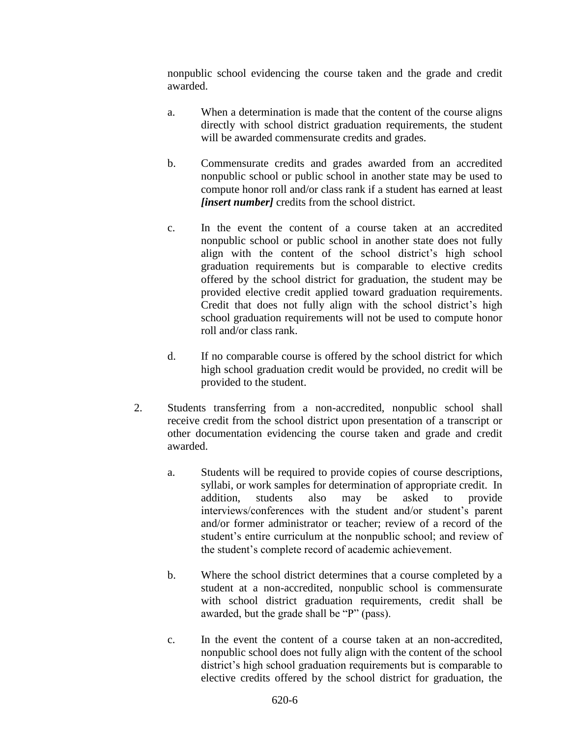nonpublic school evidencing the course taken and the grade and credit awarded.

a. When a determination is made that the content of the course aligns directly with school district graduation requirements, the student will be awarded commensurate credits and grades.

b. Commensurate credits and grades awarded from an accredited nonpublic school or public school in another state may be used to compute honor roll and/or class rank if a student has earned at least ***[insert number]*** credits from the school district.

c. In the event the content of a course taken at an accredited nonpublic school or public school in another state does not fully align with the content of the school district's high school graduation requirements but is comparable to elective credits offered by the school district for graduation, the student may be provided elective credit applied toward graduation requirements. Credit that does not fully align with the school district's high school graduation requirements will not be used to compute honor roll and/or class rank.

d. If no comparable course is offered by the school district for which high school graduation credit would be provided, no credit will be provided to the student.

2. Students transferring from a non-accredited, nonpublic school shall receive credit from the school district upon presentation of a transcript or other documentation evidencing the course taken and grade and credit awarded.

   a. Students will be required to provide copies of course descriptions, syllabi, or work samples for determination of appropriate credit. In addition, students also may be asked to provide interviews/conferences with the student and/or student's parent and/or former administrator or teacher; review of a record of the student's entire curriculum at the nonpublic school; and review of the student's complete record of academic achievement.

   b. Where the school district determines that a course completed by a student at a non-accredited, nonpublic school is commensurate with school district graduation requirements, credit shall be awarded, but the grade shall be "P" (pass).

   c. In the event the content of a course taken at an non-accredited, nonpublic school does not fully align with the content of the school district's high school graduation requirements but is comparable to elective credits offered by the school district for graduation, the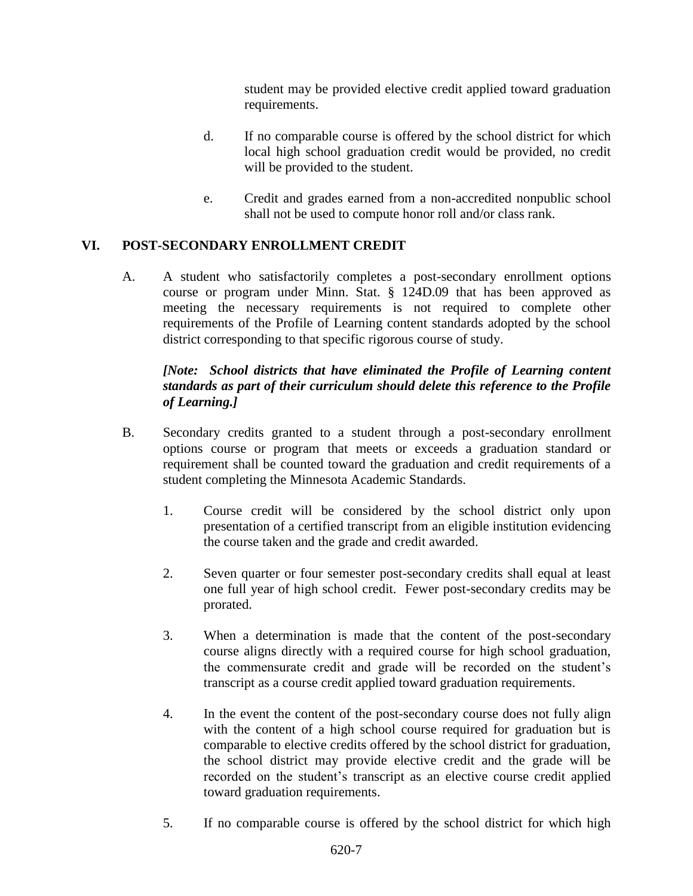student may be provided elective credit applied toward graduation requirements.

d. If no comparable course is offered by the school district for which local high school graduation credit would be provided, no credit will be provided to the student.

e. Credit and grades earned from a non-accredited nonpublic school shall not be used to compute honor roll and/or class rank.

## VI. POST-SECONDARY ENROLLMENT CREDIT

A. A student who satisfactorily completes a post-secondary enrollment options course or program under Minn. Stat. § 124D.09 that has been approved as meeting the necessary requirements is not required to complete other requirements of the Profile of Learning content standards adopted by the school district corresponding to that specific rigorous course of study.

***[Note: School districts that have eliminated the Profile of Learning content standards as part of their curriculum should delete this reference to the Profile of Learning.]***

B. Secondary credits granted to a student through a post-secondary enrollment options course or program that meets or exceeds a graduation standard or requirement shall be counted toward the graduation and credit requirements of a student completing the Minnesota Academic Standards.

1. Course credit will be considered by the school district only upon presentation of a certified transcript from an eligible institution evidencing the course taken and the grade and credit awarded.

2. Seven quarter or four semester post-secondary credits shall equal at least one full year of high school credit. Fewer post-secondary credits may be prorated.

3. When a determination is made that the content of the post-secondary course aligns directly with a required course for high school graduation, the commensurate credit and grade will be recorded on the student's transcript as a course credit applied toward graduation requirements.

4. In the event the content of the post-secondary course does not fully align with the content of a high school course required for graduation but is comparable to elective credits offered by the school district for graduation, the school district may provide elective credit and the grade will be recorded on the student's transcript as an elective course credit applied toward graduation requirements.

5. If no comparable course is offered by the school district for which high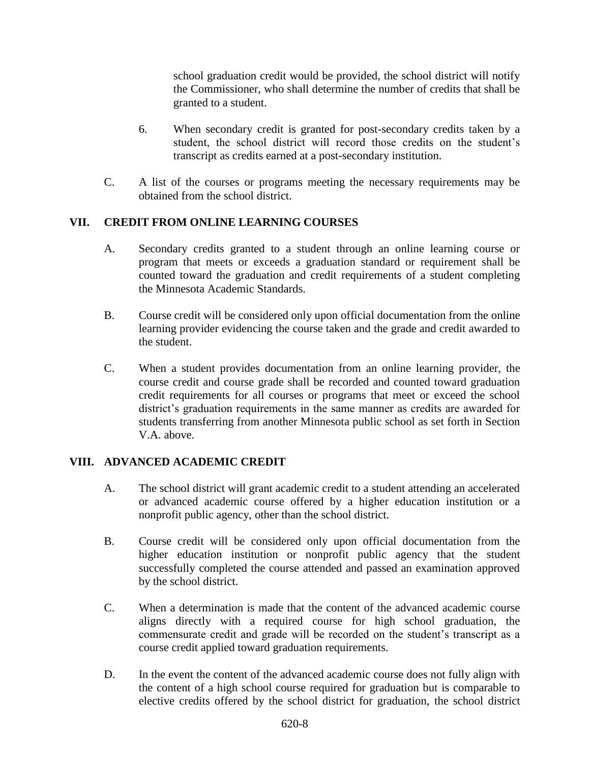school graduation credit would be provided, the school district will notify the Commissioner, who shall determine the number of credits that shall be granted to a student.

6. When secondary credit is granted for post-secondary credits taken by a student, the school district will record those credits on the student's transcript as credits earned at a post-secondary institution.

C. A list of the courses or programs meeting the necessary requirements may be obtained from the school district.

## VII. CREDIT FROM ONLINE LEARNING COURSES

A. Secondary credits granted to a student through an online learning course or program that meets or exceeds a graduation standard or requirement shall be counted toward the graduation and credit requirements of a student completing the Minnesota Academic Standards.

B. Course credit will be considered only upon official documentation from the online learning provider evidencing the course taken and the grade and credit awarded to the student.

C. When a student provides documentation from an online learning provider, the course credit and course grade shall be recorded and counted toward graduation credit requirements for all courses or programs that meet or exceed the school district's graduation requirements in the same manner as credits are awarded for students transferring from another Minnesota public school as set forth in Section V.A. above.

## VIII. ADVANCED ACADEMIC CREDIT

A. The school district will grant academic credit to a student attending an accelerated or advanced academic course offered by a higher education institution or a nonprofit public agency, other than the school district.

B. Course credit will be considered only upon official documentation from the higher education institution or nonprofit public agency that the student successfully completed the course attended and passed an examination approved by the school district.

C. When a determination is made that the content of the advanced academic course aligns directly with a required course for high school graduation, the commensurate credit and grade will be recorded on the student's transcript as a course credit applied toward graduation requirements.

D. In the event the content of the advanced academic course does not fully align with the content of a high school course required for graduation but is comparable to elective credits offered by the school district for graduation, the school district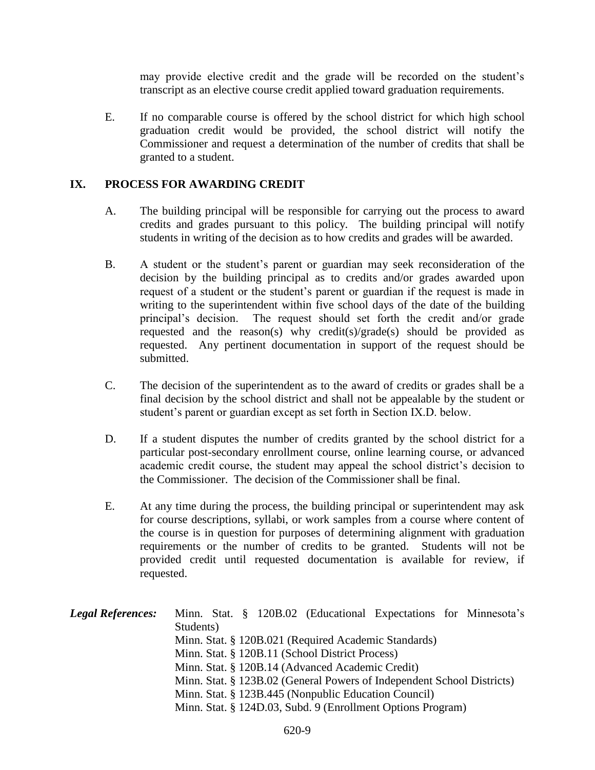may provide elective credit and the grade will be recorded on the student's transcript as an elective course credit applied toward graduation requirements.

E. If no comparable course is offered by the school district for which high school graduation credit would be provided, the school district will notify the Commissioner and request a determination of the number of credits that shall be granted to a student.

## IX. PROCESS FOR AWARDING CREDIT

A. The building principal will be responsible for carrying out the process to award credits and grades pursuant to this policy. The building principal will notify students in writing of the decision as to how credits and grades will be awarded.

B. A student or the student's parent or guardian may seek reconsideration of the decision by the building principal as to credits and/or grades awarded upon request of a student or the student's parent or guardian if the request is made in writing to the superintendent within five school days of the date of the building principal's decision. The request should set forth the credit and/or grade requested and the reason(s) why credit(s)/grade(s) should be provided as requested. Any pertinent documentation in support of the request should be submitted.

C. The decision of the superintendent as to the award of credits or grades shall be a final decision by the school district and shall not be appealable by the student or student's parent or guardian except as set forth in Section IX.D. below.

D. If a student disputes the number of credits granted by the school district for a particular post-secondary enrollment course, online learning course, or advanced academic credit course, the student may appeal the school district's decision to the Commissioner. The decision of the Commissioner shall be final.

E. At any time during the process, the building principal or superintendent may ask for course descriptions, syllabi, or work samples from a course where content of the course is in question for purposes of determining alignment with graduation requirements or the number of credits to be granted. Students will not be provided credit until requested documentation is available for review, if requested.

***Legal References:***

Minn. Stat. § 120B.02 (Educational Expectations for Minnesota's Students)
Minn. Stat. § 120B.021 (Required Academic Standards)
Minn. Stat. § 120B.11 (School District Process)
Minn. Stat. § 120B.14 (Advanced Academic Credit)
Minn. Stat. § 123B.02 (General Powers of Independent School Districts)
Minn. Stat. § 123B.445 (Nonpublic Education Council)
Minn. Stat. § 124D.03, Subd. 9 (Enrollment Options Program)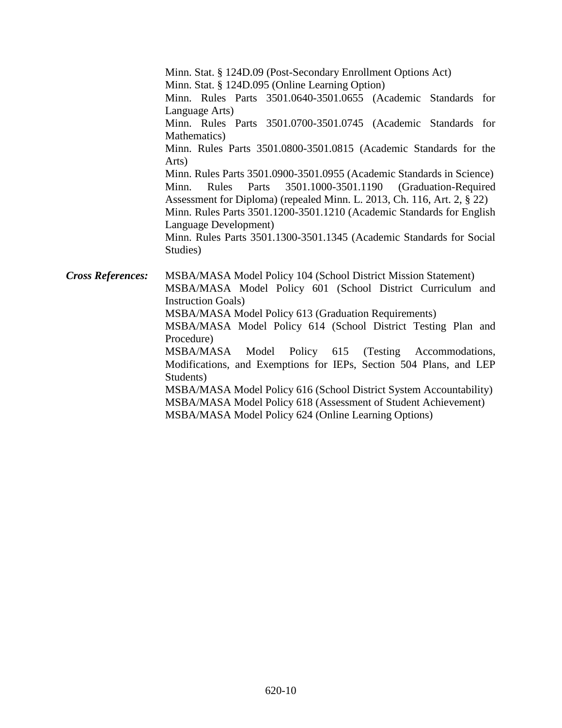Minn. Stat. § 124D.09 (Post-Secondary Enrollment Options Act)
Minn. Stat. § 124D.095 (Online Learning Option)
Minn. Rules Parts 3501.0640-3501.0655 (Academic Standards for Language Arts)
Minn. Rules Parts 3501.0700-3501.0745 (Academic Standards for Mathematics)
Minn. Rules Parts 3501.0800-3501.0815 (Academic Standards for the Arts)
Minn. Rules Parts 3501.0900-3501.0955 (Academic Standards in Science)
Minn. Rules Parts 3501.1000-3501.1190 (Graduation-Required Assessment for Diploma) (repealed Minn. L. 2013, Ch. 116, Art. 2, § 22)
Minn. Rules Parts 3501.1200-3501.1210 (Academic Standards for English Language Development)
Minn. Rules Parts 3501.1300-3501.1345 (Academic Standards for Social Studies)

***Cross References:*** MSBA/MASA Model Policy 104 (School District Mission Statement)
MSBA/MASA Model Policy 601 (School District Curriculum and Instruction Goals)
MSBA/MASA Model Policy 613 (Graduation Requirements)
MSBA/MASA Model Policy 614 (School District Testing Plan and Procedure)
MSBA/MASA Model Policy 615 (Testing Accommodations, Modifications, and Exemptions for IEPs, Section 504 Plans, and LEP Students)
MSBA/MASA Model Policy 616 (School District System Accountability)
MSBA/MASA Model Policy 618 (Assessment of Student Achievement)
MSBA/MASA Model Policy 624 (Online Learning Options)